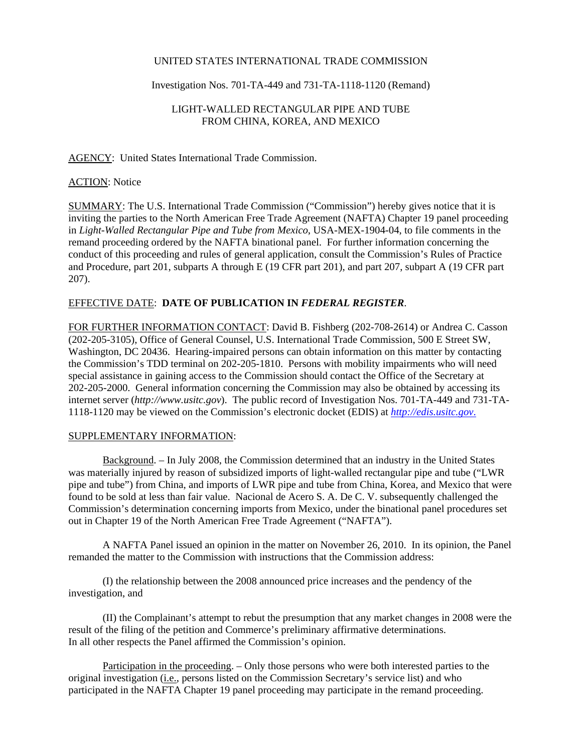UNITED STATES INTERNATIONAL TRADE COMMISSION

Investigation Nos. 701-TA-449 and 731-TA-1118-1120 (Remand)

LIGHT-WALLED RECTANGULAR PIPE AND TUBE
FROM CHINA, KOREA, AND MEXICO

AGENCY: United States International Trade Commission.

ACTION: Notice

SUMMARY: The U.S. International Trade Commission ("Commission") hereby gives notice that it is inviting the parties to the North American Free Trade Agreement (NAFTA) Chapter 19 panel proceeding in *Light-Walled Rectangular Pipe and Tube from Mexico*, USA-MEX-1904-04, to file comments in the remand proceeding ordered by the NAFTA binational panel. For further information concerning the conduct of this proceeding and rules of general application, consult the Commission's Rules of Practice and Procedure, part 201, subparts A through E (19 CFR part 201), and part 207, subpart A (19 CFR part 207).

EFFECTIVE DATE: **DATE OF PUBLICATION IN *FEDERAL REGISTER*.**

FOR FURTHER INFORMATION CONTACT: David B. Fishberg (202-708-2614) or Andrea C. Casson (202-205-3105), Office of General Counsel, U.S. International Trade Commission, 500 E Street SW, Washington, DC 20436. Hearing-impaired persons can obtain information on this matter by contacting the Commission's TDD terminal on 202-205-1810. Persons with mobility impairments who will need special assistance in gaining access to the Commission should contact the Office of the Secretary at 202-205-2000. General information concerning the Commission may also be obtained by accessing its internet server (*http://www.usitc.gov*). The public record of Investigation Nos. 701-TA-449 and 731-TA-1118-1120 may be viewed on the Commission's electronic docket (EDIS) at *http://edis.usitc.gov*.

SUPPLEMENTARY INFORMATION:

Background. – In July 2008, the Commission determined that an industry in the United States was materially injured by reason of subsidized imports of light-walled rectangular pipe and tube ("LWR pipe and tube") from China, and imports of LWR pipe and tube from China, Korea, and Mexico that were found to be sold at less than fair value. Nacional de Acero S. A. De C. V. subsequently challenged the Commission's determination concerning imports from Mexico, under the binational panel procedures set out in Chapter 19 of the North American Free Trade Agreement ("NAFTA").

A NAFTA Panel issued an opinion in the matter on November 26, 2010. In its opinion, the Panel remanded the matter to the Commission with instructions that the Commission address:

(I) the relationship between the 2008 announced price increases and the pendency of the investigation, and

(II) the Complainant's attempt to rebut the presumption that any market changes in 2008 were the result of the filing of the petition and Commerce's preliminary affirmative determinations.
In all other respects the Panel affirmed the Commission's opinion.

Participation in the proceeding. – Only those persons who were both interested parties to the original investigation (i.e., persons listed on the Commission Secretary's service list) and who participated in the NAFTA Chapter 19 panel proceeding may participate in the remand proceeding.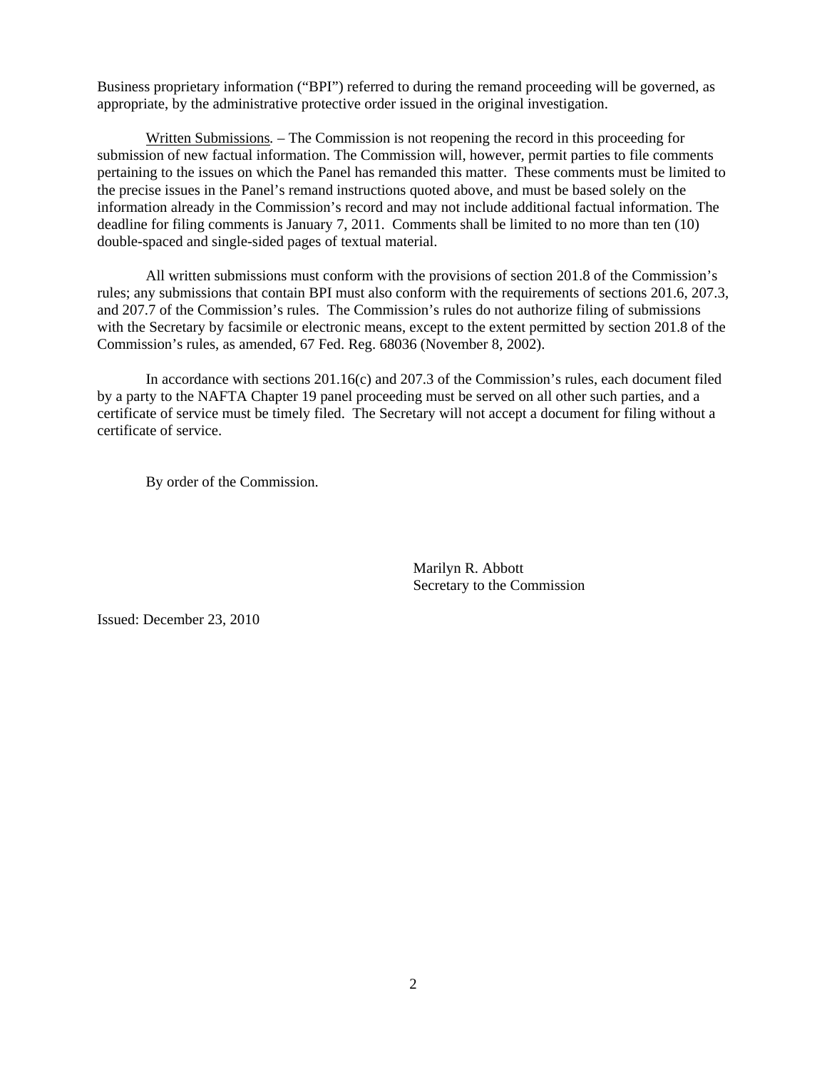Business proprietary information ("BPI") referred to during the remand proceeding will be governed, as appropriate, by the administrative protective order issued in the original investigation.

Written Submissions. – The Commission is not reopening the record in this proceeding for submission of new factual information. The Commission will, however, permit parties to file comments pertaining to the issues on which the Panel has remanded this matter. These comments must be limited to the precise issues in the Panel's remand instructions quoted above, and must be based solely on the information already in the Commission's record and may not include additional factual information. The deadline for filing comments is January 7, 2011. Comments shall be limited to no more than ten (10) double-spaced and single-sided pages of textual material.

All written submissions must conform with the provisions of section 201.8 of the Commission's rules; any submissions that contain BPI must also conform with the requirements of sections 201.6, 207.3, and 207.7 of the Commission's rules. The Commission's rules do not authorize filing of submissions with the Secretary by facsimile or electronic means, except to the extent permitted by section 201.8 of the Commission's rules, as amended, 67 Fed. Reg. 68036 (November 8, 2002).

In accordance with sections 201.16(c) and 207.3 of the Commission's rules, each document filed by a party to the NAFTA Chapter 19 panel proceeding must be served on all other such parties, and a certificate of service must be timely filed. The Secretary will not accept a document for filing without a certificate of service.

By order of the Commission.

Marilyn R. Abbott
Secretary to the Commission

Issued: December 23, 2010